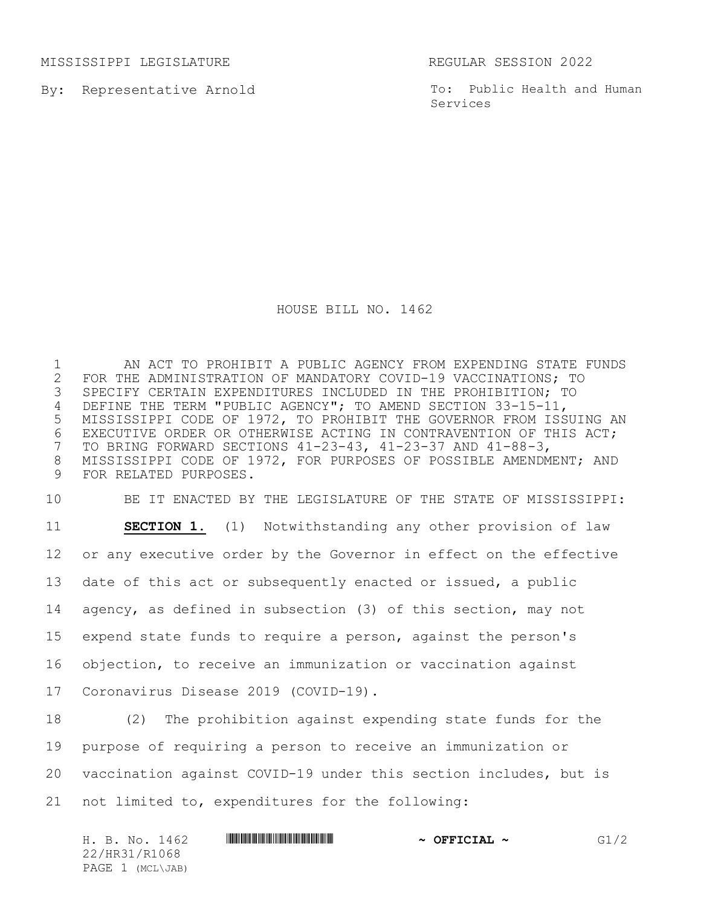MISSISSIPPI LEGISLATURE REGULAR SESSION 2022

By: Representative Arnold

To: Public Health and Human Services

# HOUSE BILL NO. 1462

AN ACT TO PROHIBIT A PUBLIC AGENCY FROM EXPENDING STATE FUNDS FOR THE ADMINISTRATION OF MANDATORY COVID-19 VACCINATIONS; TO SPECIFY CERTAIN EXPENDITURES INCLUDED IN THE PROHIBITION; TO DEFINE THE TERM "PUBLIC AGENCY"; TO AMEND SECTION 33-15-11, MISSISSIPPI CODE OF 1972, TO PROHIBIT THE GOVERNOR FROM ISSUING AN EXECUTIVE ORDER OR OTHERWISE ACTING IN CONTRAVENTION OF THIS ACT; TO BRING FORWARD SECTIONS 41-23-43, 41-23-37 AND 41-88-3, MISSISSIPPI CODE OF 1972, FOR PURPOSES OF POSSIBLE AMENDMENT; AND FOR RELATED PURPOSES.

BE IT ENACTED BY THE LEGISLATURE OF THE STATE OF MISSISSIPPI:

**SECTION 1.** (1) Notwithstanding any other provision of law or any executive order by the Governor in effect on the effective date of this act or subsequently enacted or issued, a public agency, as defined in subsection (3) of this section, may not expend state funds to require a person, against the person's objection, to receive an immunization or vaccination against Coronavirus Disease 2019 (COVID-19).

(2) The prohibition against expending state funds for the purpose of requiring a person to receive an immunization or vaccination against COVID-19 under this section includes, but is not limited to, expenditures for the following: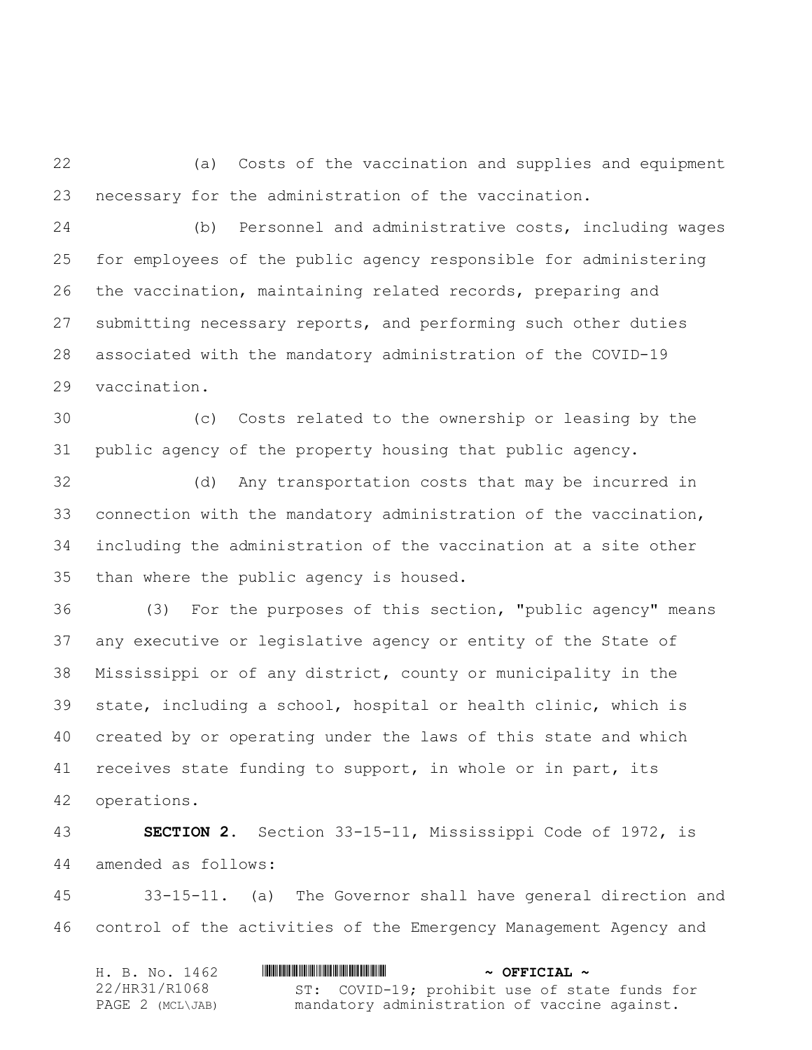(a) Costs of the vaccination and supplies and equipment necessary for the administration of the vaccination.

(b) Personnel and administrative costs, including wages for employees of the public agency responsible for administering the vaccination, maintaining related records, preparing and submitting necessary reports, and performing such other duties associated with the mandatory administration of the COVID-19 vaccination.

(c) Costs related to the ownership or leasing by the public agency of the property housing that public agency.

(d) Any transportation costs that may be incurred in connection with the mandatory administration of the vaccination, including the administration of the vaccination at a site other than where the public agency is housed.

(3) For the purposes of this section, "public agency" means any executive or legislative agency or entity of the State of Mississippi or of any district, county or municipality in the state, including a school, hospital or health clinic, which is created by or operating under the laws of this state and which receives state funding to support, in whole or in part, its operations.

**SECTION 2.** Section 33-15-11, Mississippi Code of 1972, is amended as follows:

33-15-11. (a) The Governor shall have general direction and control of the activities of the Emergency Management Agency and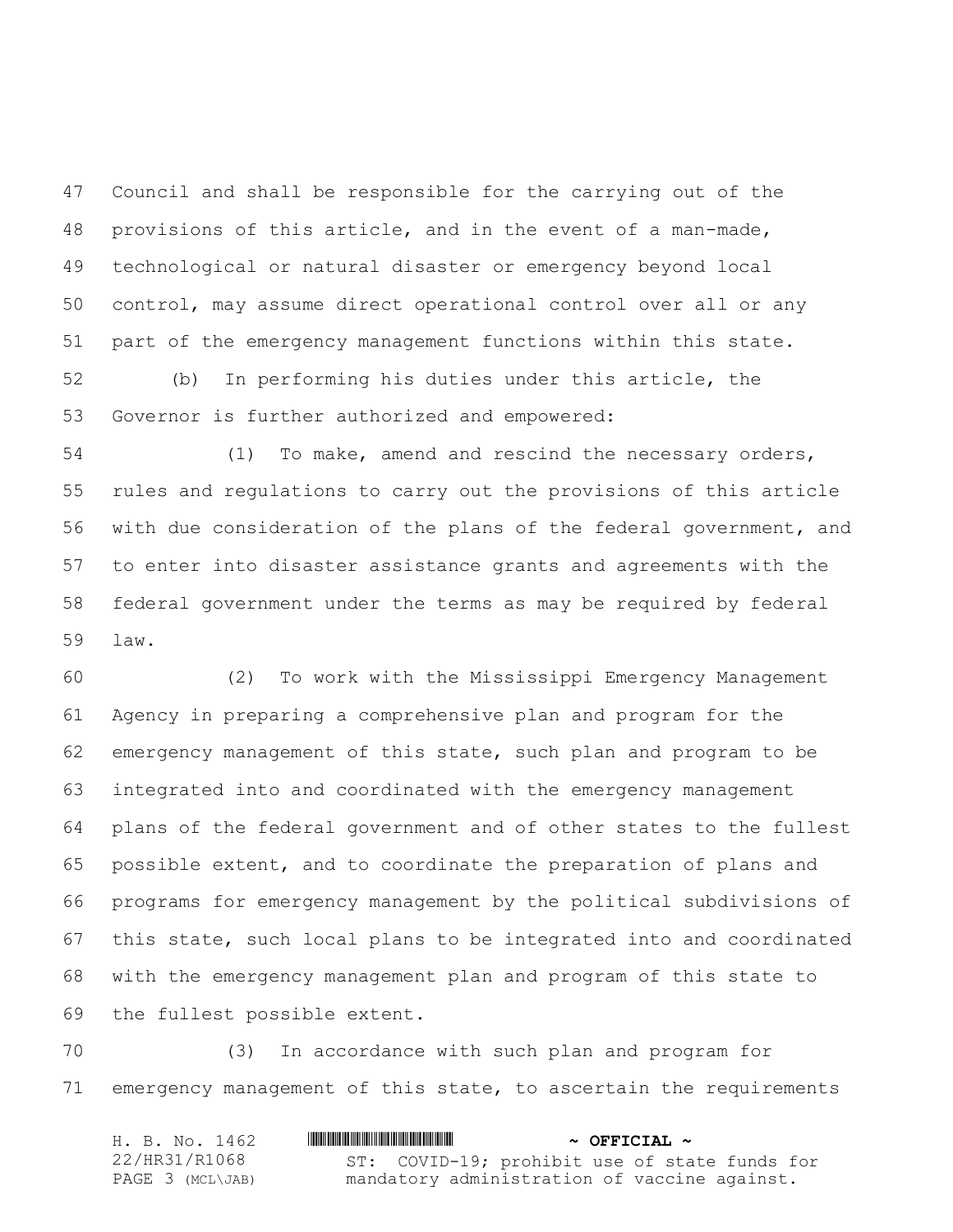Council and shall be responsible for the carrying out of the provisions of this article, and in the event of a man-made, technological or natural disaster or emergency beyond local control, may assume direct operational control over all or any part of the emergency management functions within this state.

(b) In performing his duties under this article, the Governor is further authorized and empowered:

(1) To make, amend and rescind the necessary orders, rules and regulations to carry out the provisions of this article with due consideration of the plans of the federal government, and to enter into disaster assistance grants and agreements with the federal government under the terms as may be required by federal law.

(2) To work with the Mississippi Emergency Management Agency in preparing a comprehensive plan and program for the emergency management of this state, such plan and program to be integrated into and coordinated with the emergency management plans of the federal government and of other states to the fullest possible extent, and to coordinate the preparation of plans and programs for emergency management by the political subdivisions of this state, such local plans to be integrated into and coordinated with the emergency management plan and program of this state to the fullest possible extent.

(3) In accordance with such plan and program for emergency management of this state, to ascertain the requirements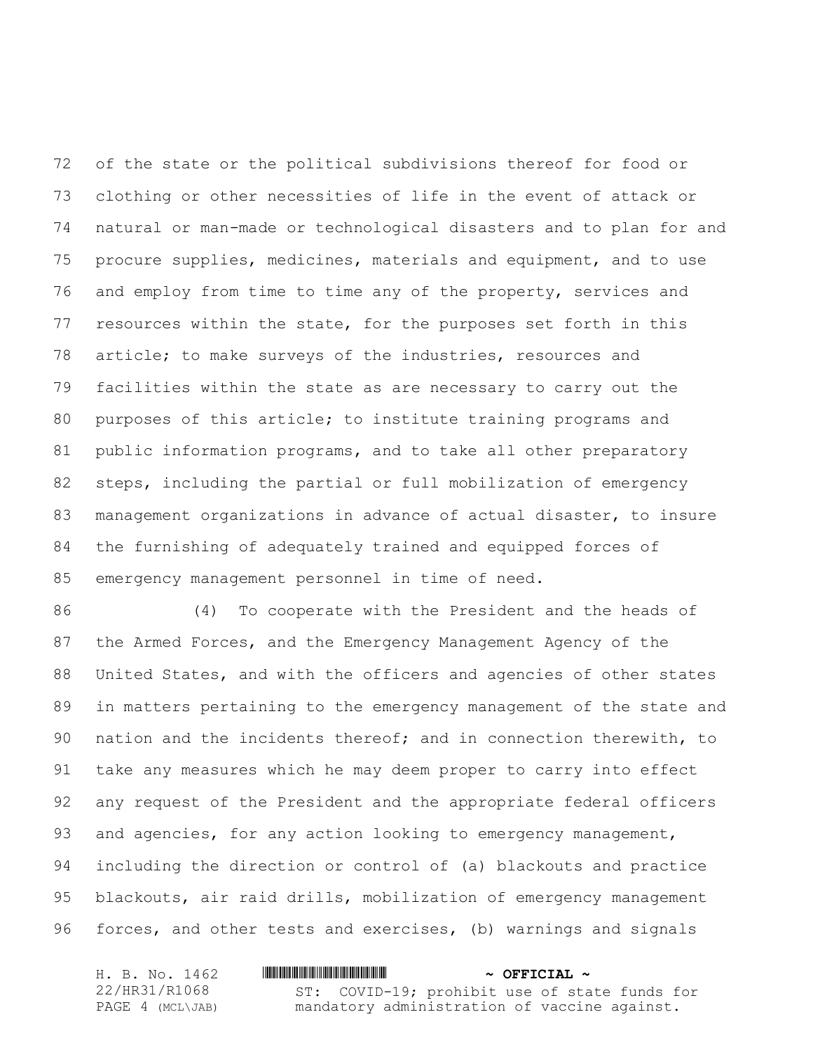of the state or the political subdivisions thereof for food or clothing or other necessities of life in the event of attack or natural or man-made or technological disasters and to plan for and procure supplies, medicines, materials and equipment, and to use and employ from time to time any of the property, services and resources within the state, for the purposes set forth in this article; to make surveys of the industries, resources and facilities within the state as are necessary to carry out the purposes of this article; to institute training programs and public information programs, and to take all other preparatory steps, including the partial or full mobilization of emergency management organizations in advance of actual disaster, to insure the furnishing of adequately trained and equipped forces of emergency management personnel in time of need.

(4) To cooperate with the President and the heads of the Armed Forces, and the Emergency Management Agency of the United States, and with the officers and agencies of other states in matters pertaining to the emergency management of the state and nation and the incidents thereof; and in connection therewith, to take any measures which he may deem proper to carry into effect any request of the President and the appropriate federal officers and agencies, for any action looking to emergency management, including the direction or control of (a) blackouts and practice blackouts, air raid drills, mobilization of emergency management forces, and other tests and exercises, (b) warnings and signals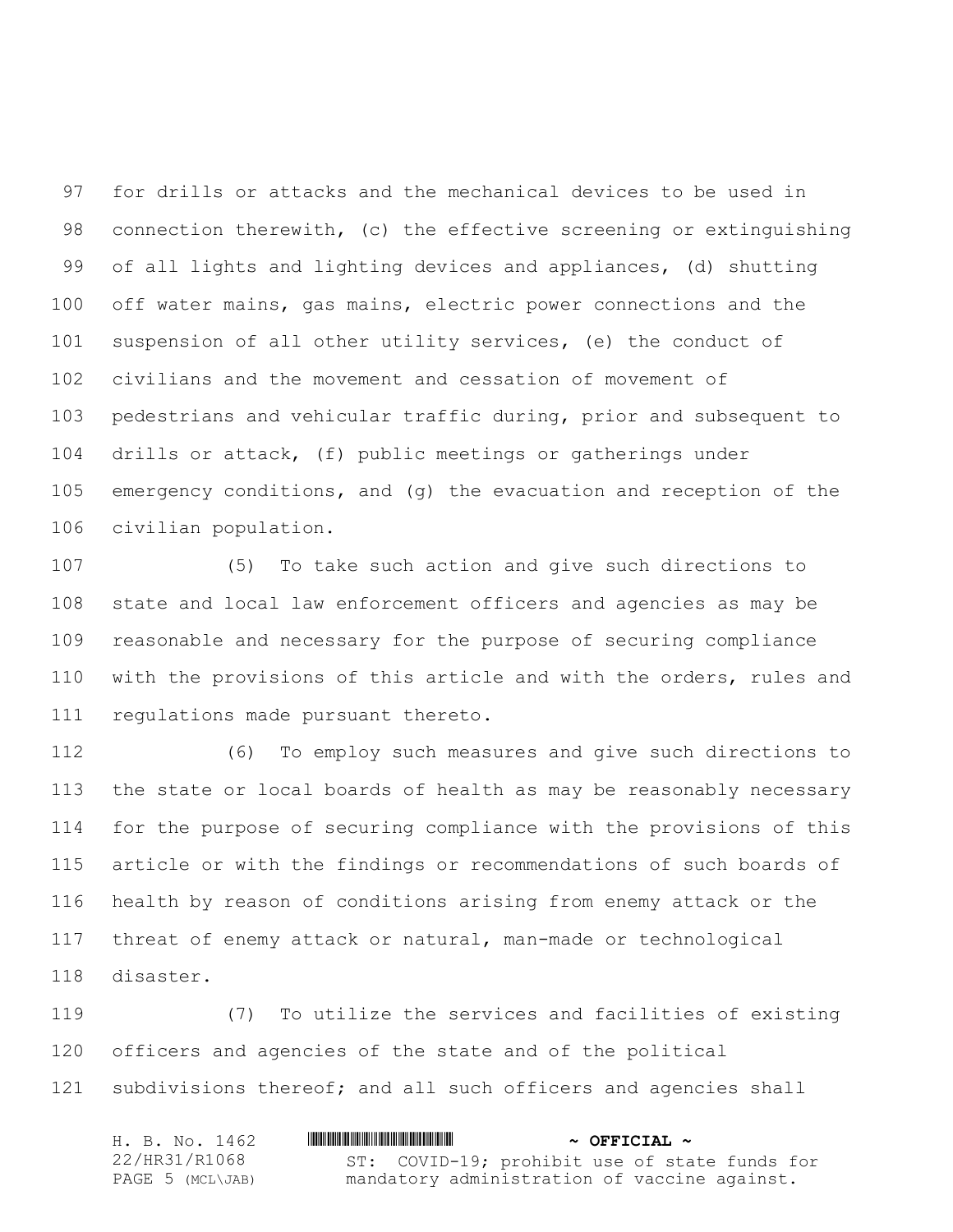for drills or attacks and the mechanical devices to be used in connection therewith, (c) the effective screening or extinguishing of all lights and lighting devices and appliances, (d) shutting off water mains, gas mains, electric power connections and the suspension of all other utility services, (e) the conduct of civilians and the movement and cessation of movement of pedestrians and vehicular traffic during, prior and subsequent to drills or attack, (f) public meetings or gatherings under emergency conditions, and (g) the evacuation and reception of the civilian population.

(5) To take such action and give such directions to state and local law enforcement officers and agencies as may be reasonable and necessary for the purpose of securing compliance with the provisions of this article and with the orders, rules and regulations made pursuant thereto.

(6) To employ such measures and give such directions to the state or local boards of health as may be reasonably necessary for the purpose of securing compliance with the provisions of this article or with the findings or recommendations of such boards of health by reason of conditions arising from enemy attack or the threat of enemy attack or natural, man-made or technological disaster.

(7) To utilize the services and facilities of existing officers and agencies of the state and of the political subdivisions thereof; and all such officers and agencies shall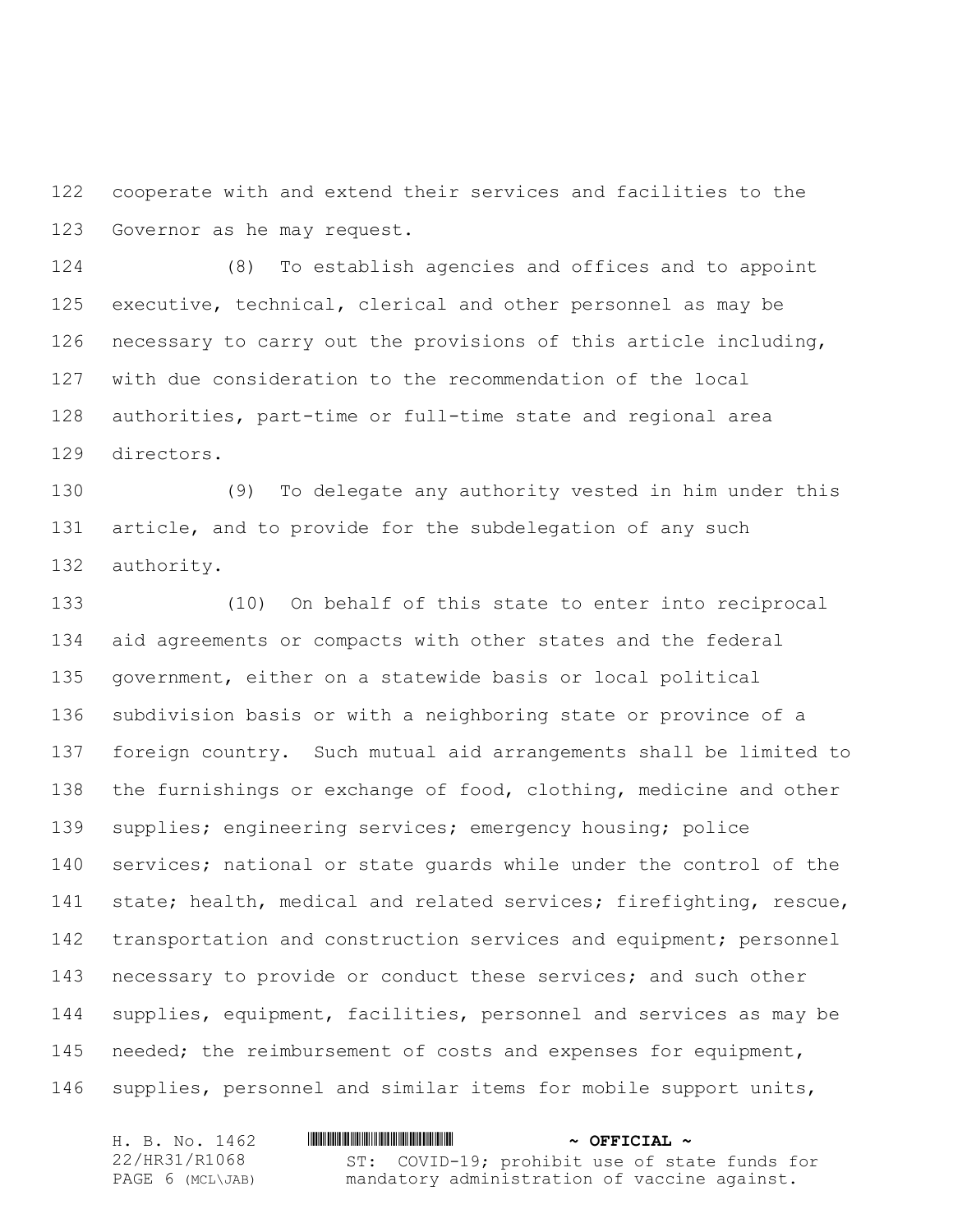cooperate with and extend their services and facilities to the Governor as he may request.

(8) To establish agencies and offices and to appoint executive, technical, clerical and other personnel as may be necessary to carry out the provisions of this article including, with due consideration to the recommendation of the local authorities, part-time or full-time state and regional area directors.

(9) To delegate any authority vested in him under this article, and to provide for the subdelegation of any such authority.

(10) On behalf of this state to enter into reciprocal aid agreements or compacts with other states and the federal government, either on a statewide basis or local political subdivision basis or with a neighboring state or province of a foreign country. Such mutual aid arrangements shall be limited to the furnishings or exchange of food, clothing, medicine and other supplies; engineering services; emergency housing; police services; national or state guards while under the control of the state; health, medical and related services; firefighting, rescue, transportation and construction services and equipment; personnel necessary to provide or conduct these services; and such other supplies, equipment, facilities, personnel and services as may be needed; the reimbursement of costs and expenses for equipment, supplies, personnel and similar items for mobile support units,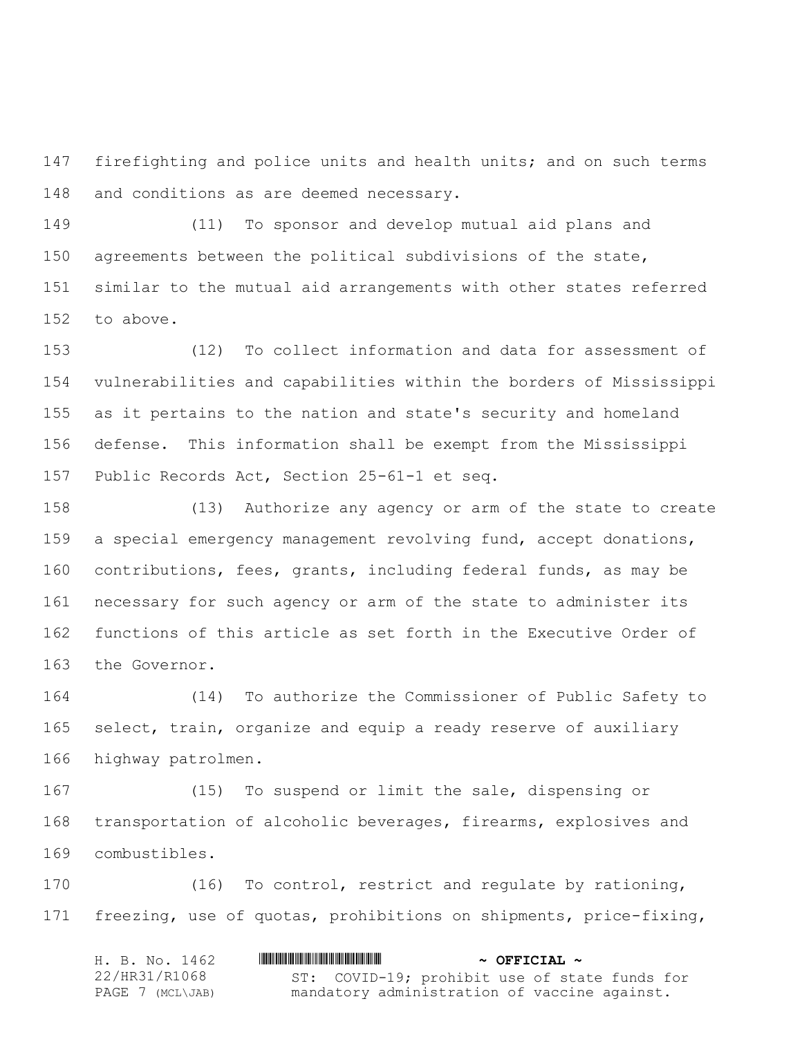firefighting and police units and health units; and on such terms and conditions as are deemed necessary.

(11) To sponsor and develop mutual aid plans and agreements between the political subdivisions of the state, similar to the mutual aid arrangements with other states referred to above.

(12) To collect information and data for assessment of vulnerabilities and capabilities within the borders of Mississippi as it pertains to the nation and state's security and homeland defense. This information shall be exempt from the Mississippi Public Records Act, Section 25-61-1 et seq.

(13) Authorize any agency or arm of the state to create a special emergency management revolving fund, accept donations, contributions, fees, grants, including federal funds, as may be necessary for such agency or arm of the state to administer its functions of this article as set forth in the Executive Order of the Governor.

(14) To authorize the Commissioner of Public Safety to select, train, organize and equip a ready reserve of auxiliary highway patrolmen.

(15) To suspend or limit the sale, dispensing or transportation of alcoholic beverages, firearms, explosives and combustibles.

(16) To control, restrict and regulate by rationing, freezing, use of quotas, prohibitions on shipments, price-fixing,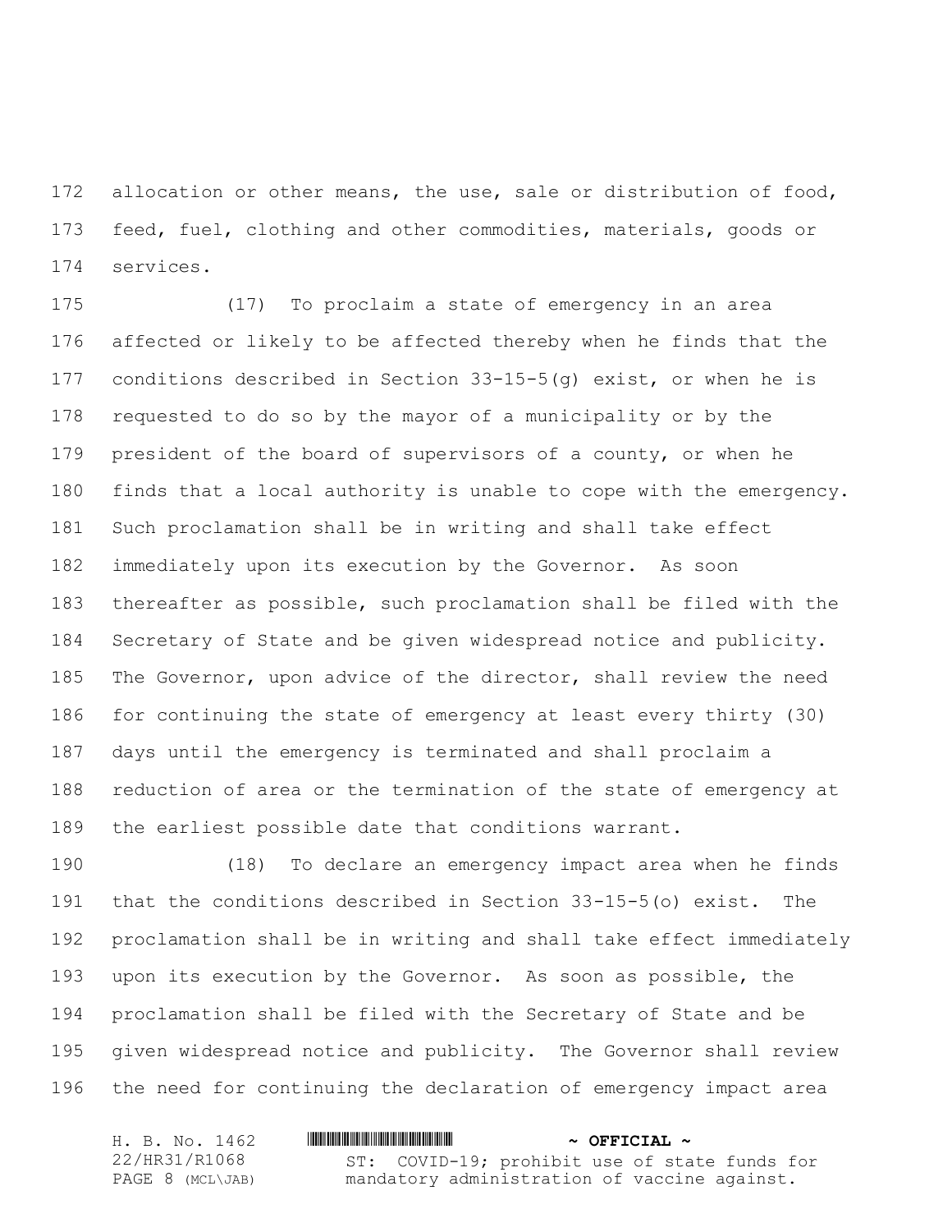allocation or other means, the use, sale or distribution of food, feed, fuel, clothing and other commodities, materials, goods or services.

(17) To proclaim a state of emergency in an area affected or likely to be affected thereby when he finds that the conditions described in Section 33-15-5(g) exist, or when he is requested to do so by the mayor of a municipality or by the president of the board of supervisors of a county, or when he finds that a local authority is unable to cope with the emergency. Such proclamation shall be in writing and shall take effect immediately upon its execution by the Governor. As soon thereafter as possible, such proclamation shall be filed with the Secretary of State and be given widespread notice and publicity. The Governor, upon advice of the director, shall review the need for continuing the state of emergency at least every thirty (30) days until the emergency is terminated and shall proclaim a reduction of area or the termination of the state of emergency at the earliest possible date that conditions warrant.

(18) To declare an emergency impact area when he finds that the conditions described in Section 33-15-5(o) exist. The proclamation shall be in writing and shall take effect immediately upon its execution by the Governor. As soon as possible, the proclamation shall be filed with the Secretary of State and be given widespread notice and publicity. The Governor shall review the need for continuing the declaration of emergency impact area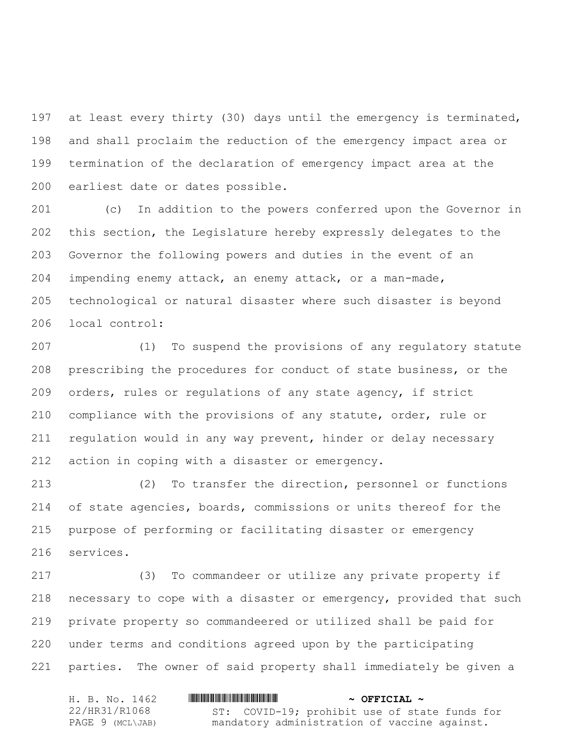at least every thirty (30) days until the emergency is terminated, and shall proclaim the reduction of the emergency impact area or termination of the declaration of emergency impact area at the earliest date or dates possible.

(c) In addition to the powers conferred upon the Governor in this section, the Legislature hereby expressly delegates to the Governor the following powers and duties in the event of an impending enemy attack, an enemy attack, or a man-made, technological or natural disaster where such disaster is beyond local control:

(1) To suspend the provisions of any regulatory statute prescribing the procedures for conduct of state business, or the orders, rules or regulations of any state agency, if strict compliance with the provisions of any statute, order, rule or regulation would in any way prevent, hinder or delay necessary action in coping with a disaster or emergency.

(2) To transfer the direction, personnel or functions of state agencies, boards, commissions or units thereof for the purpose of performing or facilitating disaster or emergency services.

(3) To commandeer or utilize any private property if necessary to cope with a disaster or emergency, provided that such private property so commandeered or utilized shall be paid for under terms and conditions agreed upon by the participating parties. The owner of said property shall immediately be given a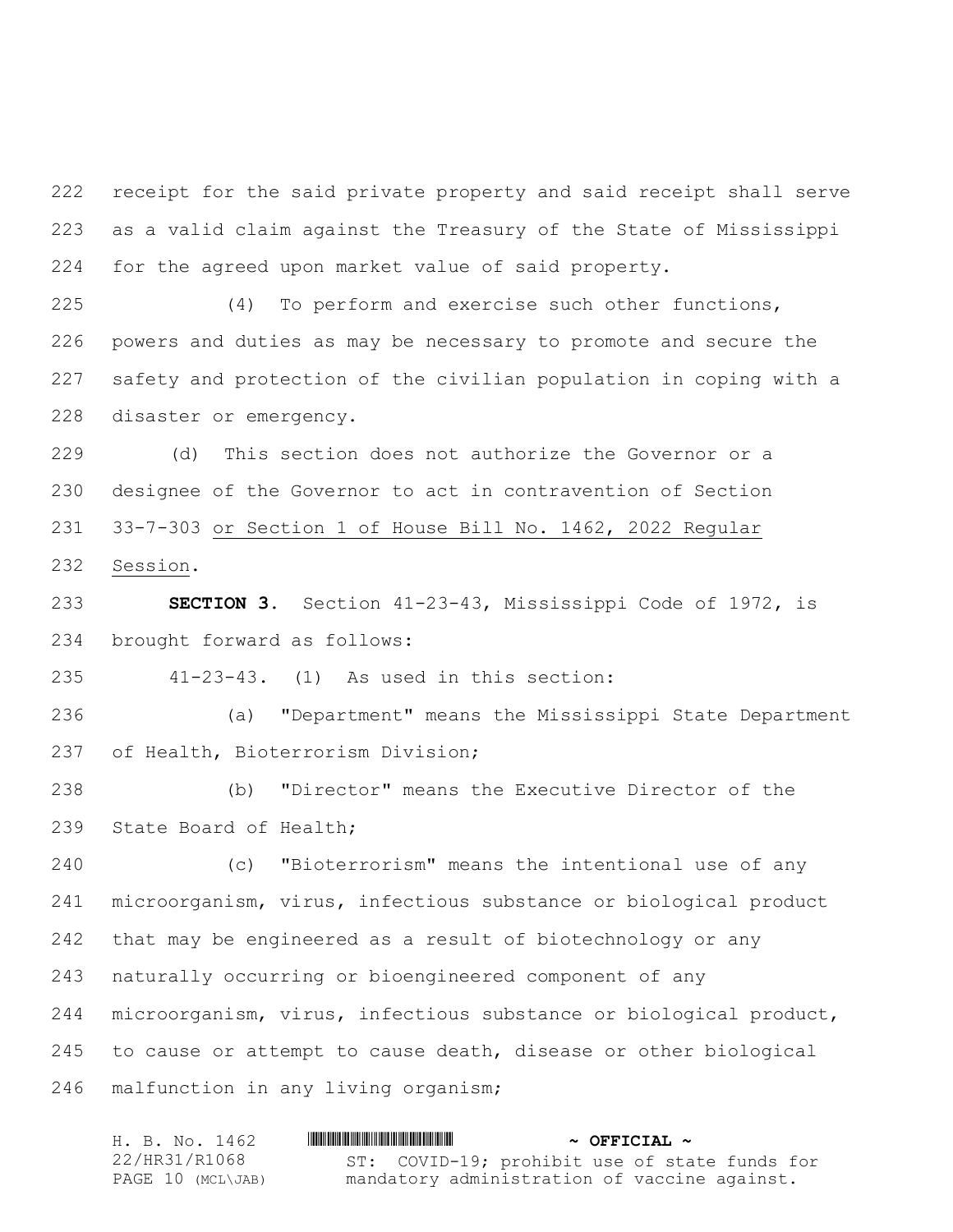receipt for the said private property and said receipt shall serve as a valid claim against the Treasury of the State of Mississippi for the agreed upon market value of said property.

(4) To perform and exercise such other functions, powers and duties as may be necessary to promote and secure the safety and protection of the civilian population in coping with a disaster or emergency.

(d) This section does not authorize the Governor or a designee of the Governor to act in contravention of Section 33-7-303 <u>or Section 1 of House Bill No. 1462, 2022 Regular Session</u>.

**SECTION 3.** Section 41-23-43, Mississippi Code of 1972, is brought forward as follows:

41-23-43. (1) As used in this section:

(a) "Department" means the Mississippi State Department of Health, Bioterrorism Division;

(b) "Director" means the Executive Director of the State Board of Health;

(c) "Bioterrorism" means the intentional use of any microorganism, virus, infectious substance or biological product that may be engineered as a result of biotechnology or any naturally occurring or bioengineered component of any microorganism, virus, infectious substance or biological product, to cause or attempt to cause death, disease or other biological malfunction in any living organism;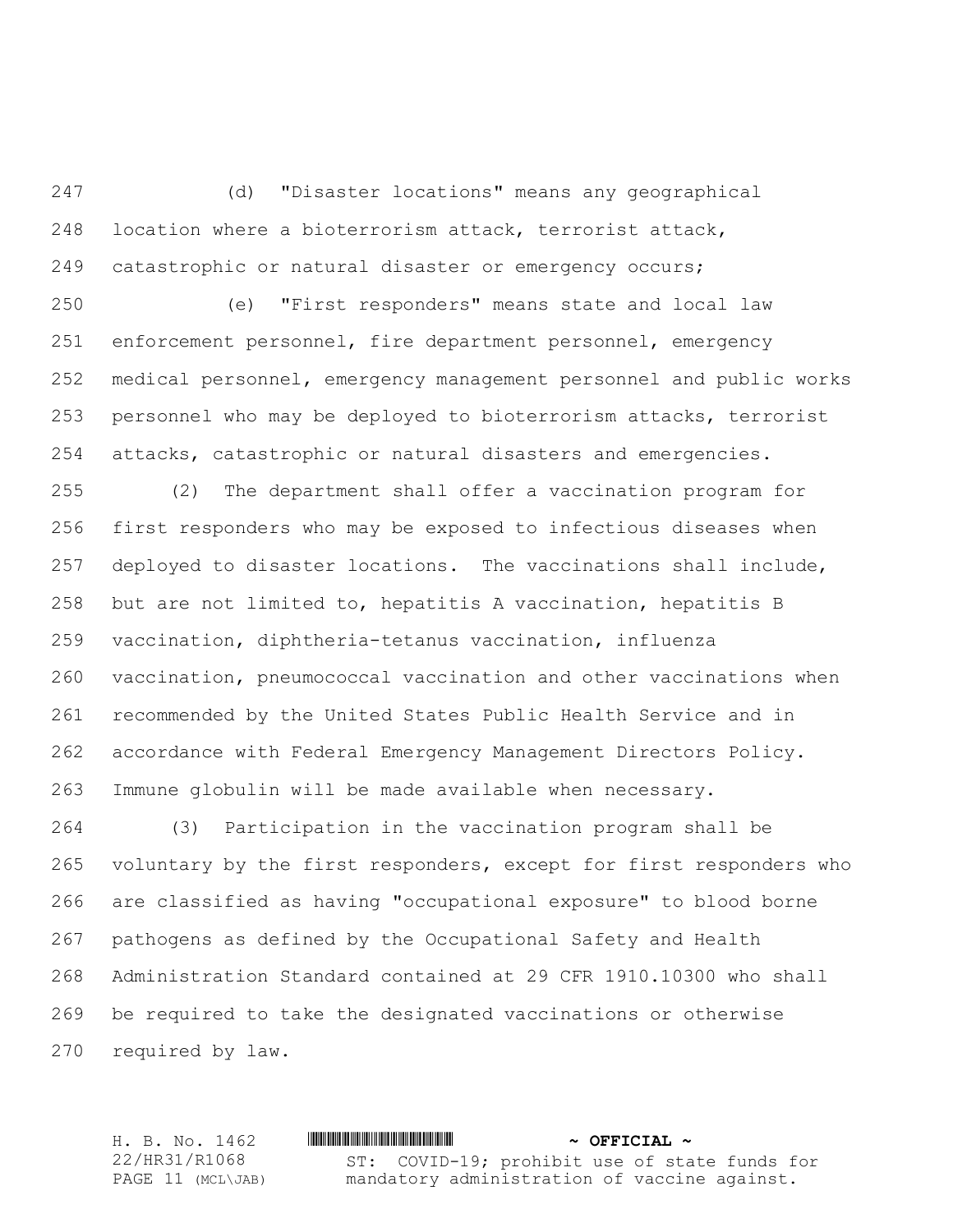(d) "Disaster locations" means any geographical location where a bioterrorism attack, terrorist attack, catastrophic or natural disaster or emergency occurs;

(e) "First responders" means state and local law enforcement personnel, fire department personnel, emergency medical personnel, emergency management personnel and public works personnel who may be deployed to bioterrorism attacks, terrorist attacks, catastrophic or natural disasters and emergencies.

(2) The department shall offer a vaccination program for first responders who may be exposed to infectious diseases when deployed to disaster locations. The vaccinations shall include, but are not limited to, hepatitis A vaccination, hepatitis B vaccination, diphtheria-tetanus vaccination, influenza vaccination, pneumococcal vaccination and other vaccinations when recommended by the United States Public Health Service and in accordance with Federal Emergency Management Directors Policy. Immune globulin will be made available when necessary.

(3) Participation in the vaccination program shall be voluntary by the first responders, except for first responders who are classified as having "occupational exposure" to blood borne pathogens as defined by the Occupational Safety and Health Administration Standard contained at 29 CFR 1910.10300 who shall be required to take the designated vaccinations or otherwise required by law.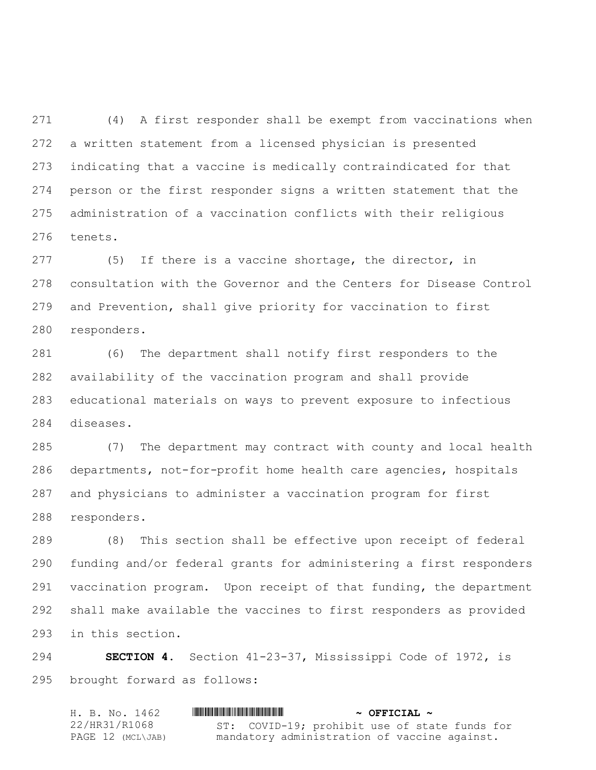(4) A first responder shall be exempt from vaccinations when a written statement from a licensed physician is presented indicating that a vaccine is medically contraindicated for that person or the first responder signs a written statement that the administration of a vaccination conflicts with their religious tenets.

(5) If there is a vaccine shortage, the director, in consultation with the Governor and the Centers for Disease Control and Prevention, shall give priority for vaccination to first responders.

(6) The department shall notify first responders to the availability of the vaccination program and shall provide educational materials on ways to prevent exposure to infectious diseases.

(7) The department may contract with county and local health departments, not-for-profit home health care agencies, hospitals and physicians to administer a vaccination program for first responders.

(8) This section shall be effective upon receipt of federal funding and/or federal grants for administering a first responders vaccination program. Upon receipt of that funding, the department shall make available the vaccines to first responders as provided in this section.

**SECTION 4.** Section 41-23-37, Mississippi Code of 1972, is brought forward as follows: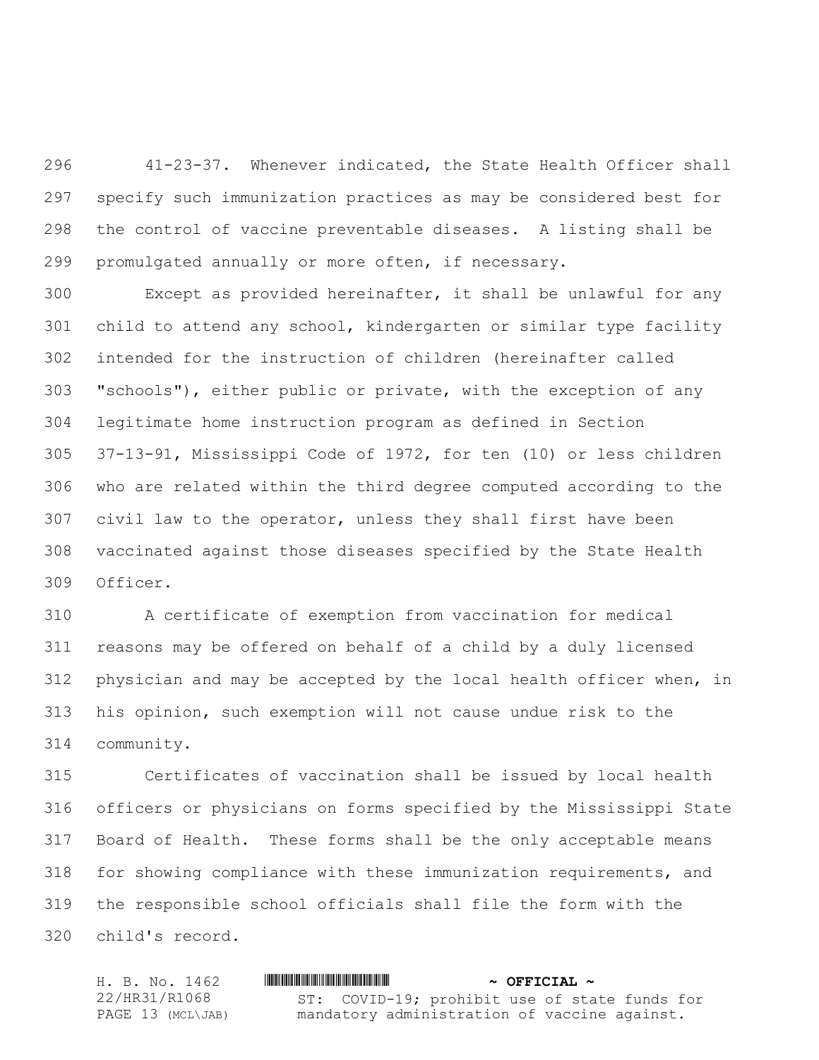41-23-37. Whenever indicated, the State Health Officer shall specify such immunization practices as may be considered best for the control of vaccine preventable diseases. A listing shall be promulgated annually or more often, if necessary.

Except as provided hereinafter, it shall be unlawful for any child to attend any school, kindergarten or similar type facility intended for the instruction of children (hereinafter called "schools"), either public or private, with the exception of any legitimate home instruction program as defined in Section 37-13-91, Mississippi Code of 1972, for ten (10) or less children who are related within the third degree computed according to the civil law to the operator, unless they shall first have been vaccinated against those diseases specified by the State Health Officer.

A certificate of exemption from vaccination for medical reasons may be offered on behalf of a child by a duly licensed physician and may be accepted by the local health officer when, in his opinion, such exemption will not cause undue risk to the community.

Certificates of vaccination shall be issued by local health officers or physicians on forms specified by the Mississippi State Board of Health. These forms shall be the only acceptable means for showing compliance with these immunization requirements, and the responsible school officials shall file the form with the child's record.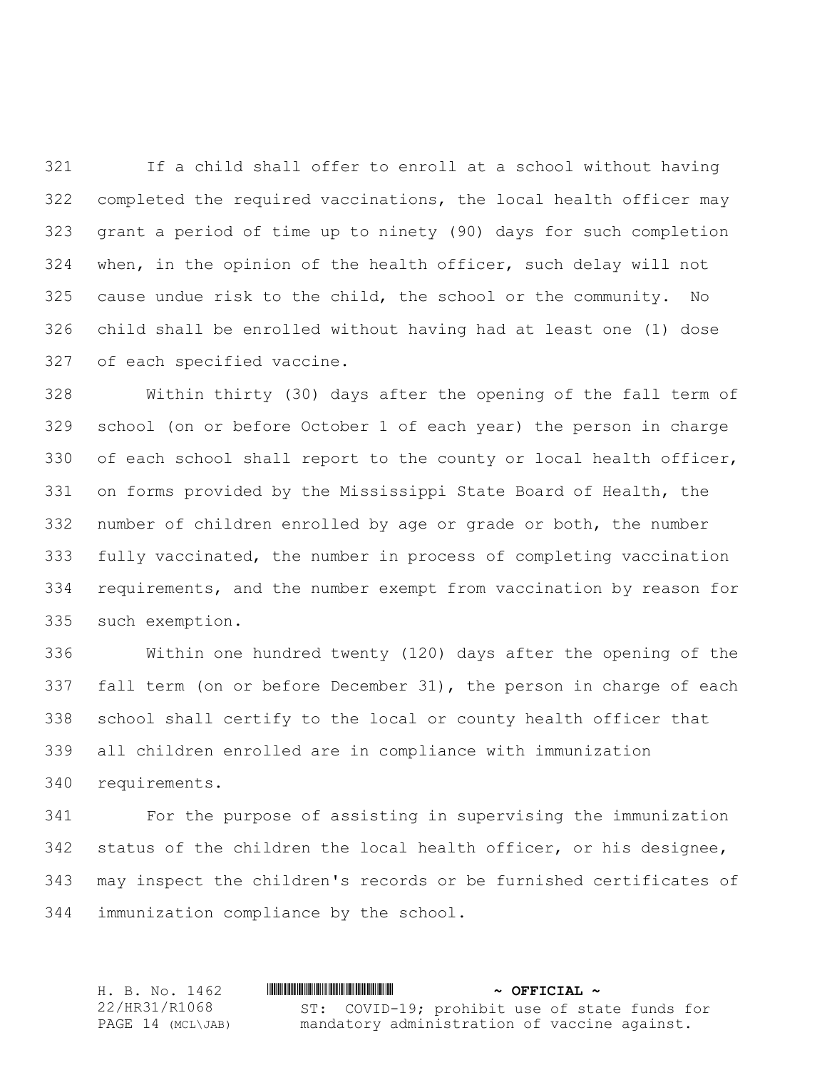If a child shall offer to enroll at a school without having completed the required vaccinations, the local health officer may grant a period of time up to ninety (90) days for such completion when, in the opinion of the health officer, such delay will not cause undue risk to the child, the school or the community. No child shall be enrolled without having had at least one (1) dose of each specified vaccine.

Within thirty (30) days after the opening of the fall term of school (on or before October 1 of each year) the person in charge of each school shall report to the county or local health officer, on forms provided by the Mississippi State Board of Health, the number of children enrolled by age or grade or both, the number fully vaccinated, the number in process of completing vaccination requirements, and the number exempt from vaccination by reason for such exemption.

Within one hundred twenty (120) days after the opening of the fall term (on or before December 31), the person in charge of each school shall certify to the local or county health officer that all children enrolled are in compliance with immunization requirements.

For the purpose of assisting in supervising the immunization status of the children the local health officer, or his designee, may inspect the children's records or be furnished certificates of immunization compliance by the school.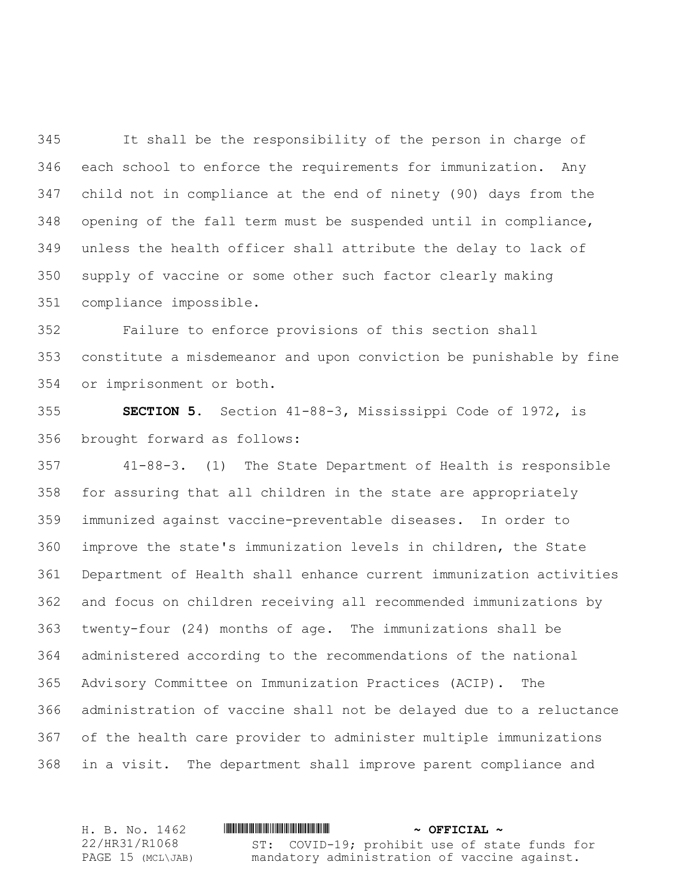It shall be the responsibility of the person in charge of each school to enforce the requirements for immunization. Any child not in compliance at the end of ninety (90) days from the opening of the fall term must be suspended until in compliance, unless the health officer shall attribute the delay to lack of supply of vaccine or some other such factor clearly making compliance impossible.

Failure to enforce provisions of this section shall constitute a misdemeanor and upon conviction be punishable by fine or imprisonment or both.

**SECTION 5.** Section 41-88-3, Mississippi Code of 1972, is brought forward as follows:

41-88-3. (1) The State Department of Health is responsible for assuring that all children in the state are appropriately immunized against vaccine-preventable diseases. In order to improve the state's immunization levels in children, the State Department of Health shall enhance current immunization activities and focus on children receiving all recommended immunizations by twenty-four (24) months of age. The immunizations shall be administered according to the recommendations of the national Advisory Committee on Immunization Practices (ACIP). The administration of vaccine shall not be delayed due to a reluctance of the health care provider to administer multiple immunizations in a visit. The department shall improve parent compliance and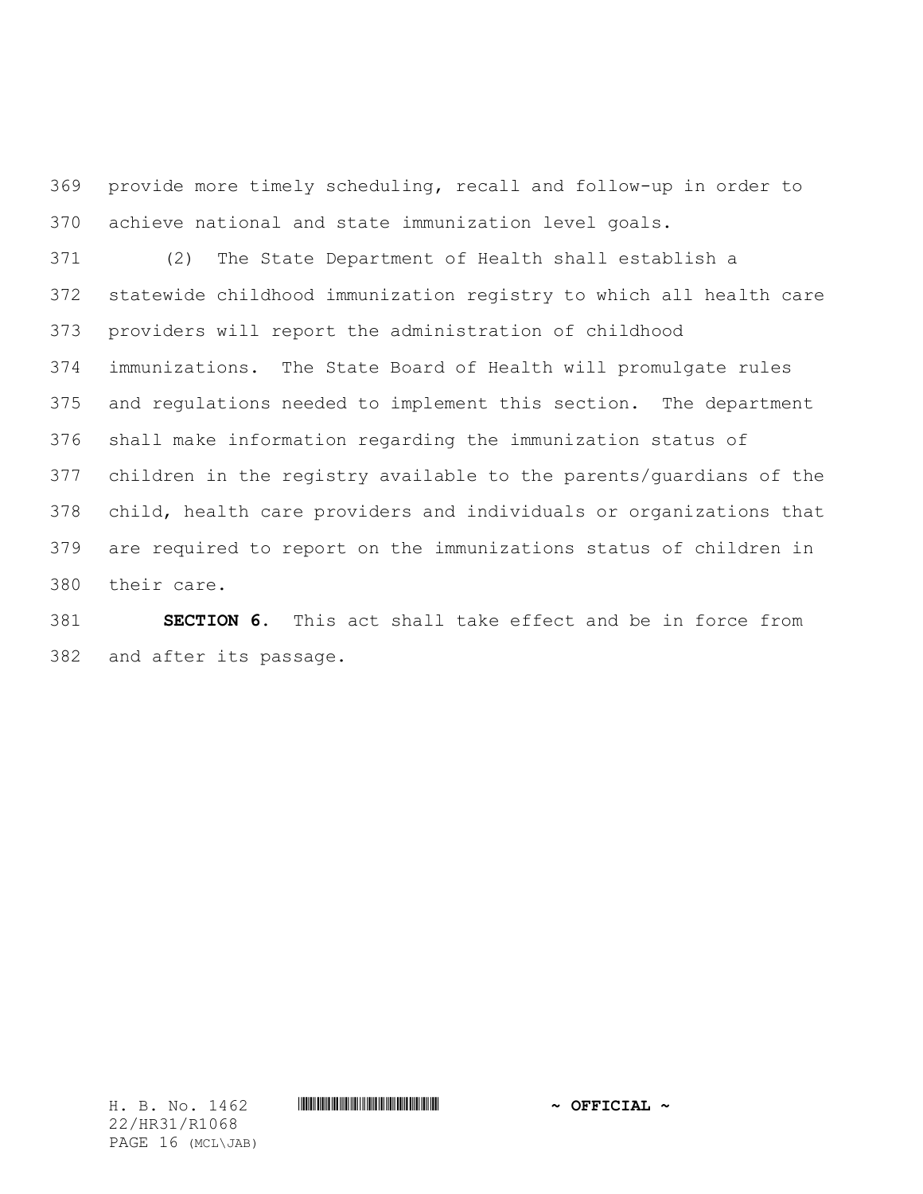provide more timely scheduling, recall and follow-up in order to achieve national and state immunization level goals.

(2) The State Department of Health shall establish a statewide childhood immunization registry to which all health care providers will report the administration of childhood immunizations. The State Board of Health will promulgate rules and regulations needed to implement this section. The department shall make information regarding the immunization status of children in the registry available to the parents/guardians of the child, health care providers and individuals or organizations that are required to report on the immunizations status of children in their care.

**SECTION 6.** This act shall take effect and be in force from and after its passage.